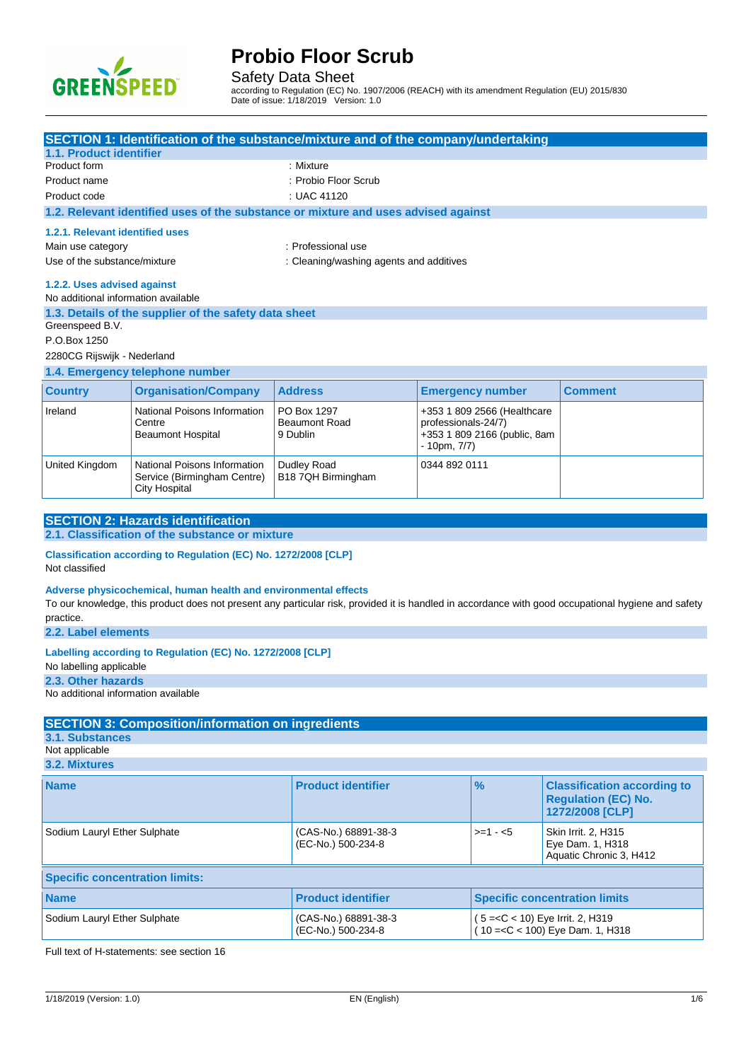# Probio Floor Scrub

Safety Data Sheet

according to Regulation (EC) No. 1907/2006 (REACH) with its amendment Regulation (EU) 2015/830
Date of issue: 1/18/2019 Version: 1.0

## SECTION 1: Identification of the substance/mixture and of the company/undertaking

### 1.1. Product identifier

Product form : Mixture

Product name : Probio Floor Scrub

Product code : UAC 41120

### 1.2. Relevant identified uses of the substance or mixture and uses advised against

#### 1.2.1. Relevant identified uses

Main use category : Professional use

Use of the substance/mixture : Cleaning/washing agents and additives

#### 1.2.2. Uses advised against

No additional information available

### 1.3. Details of the supplier of the safety data sheet

Greenspeed B.V.
P.O.Box 1250
2280CG Rijswijk - Nederland

### 1.4. Emergency telephone number

| Country | Organisation/Company | Address | Emergency number | Comment |
|---|---|---|---|---|
| Ireland | National Poisons Information Centre Beaumont Hospital | PO Box 1297 Beaumont Road 9 Dublin | +353 1 809 2566 (Healthcare professionals-24/7) +353 1 809 2166 (public, 8am - 10pm, 7/7) | |
| United Kingdom | National Poisons Information Service (Birmingham Centre) City Hospital | Dudley Road B18 7QH Birmingham | 0344 892 0111 | |

## SECTION 2: Hazards identification

### 2.1. Classification of the substance or mixture

**Classification according to Regulation (EC) No. 1272/2008 [CLP]**

Not classified

**Adverse physicochemical, human health and environmental effects**

To our knowledge, this product does not present any particular risk, provided it is handled in accordance with good occupational hygiene and safety practice.

### 2.2. Label elements

**Labelling according to Regulation (EC) No. 1272/2008 [CLP]**

No labelling applicable

### 2.3. Other hazards

No additional information available

## SECTION 3: Composition/information on ingredients

### 3.1. Substances

Not applicable

### 3.2. Mixtures

| Name | Product identifier | % | Classification according to Regulation (EC) No. 1272/2008 [CLP] |
|---|---|---|---|
| Sodium Lauryl Ether Sulphate | (CAS-No.) 68891-38-3 (EC-No.) 500-234-8 | >=1 - <5 | Skin Irrit. 2, H315 Eye Dam. 1, H318 Aquatic Chronic 3, H412 |

**Specific concentration limits:**

| Name | Product identifier | Specific concentration limits |
|---|---|---|
| Sodium Lauryl Ether Sulphate | (CAS-No.) 68891-38-3 (EC-No.) 500-234-8 | ( 5 =<C < 10) Eye Irrit. 2, H319 ( 10 =<C < 100) Eye Dam. 1, H318 |

Full text of H-statements: see section 16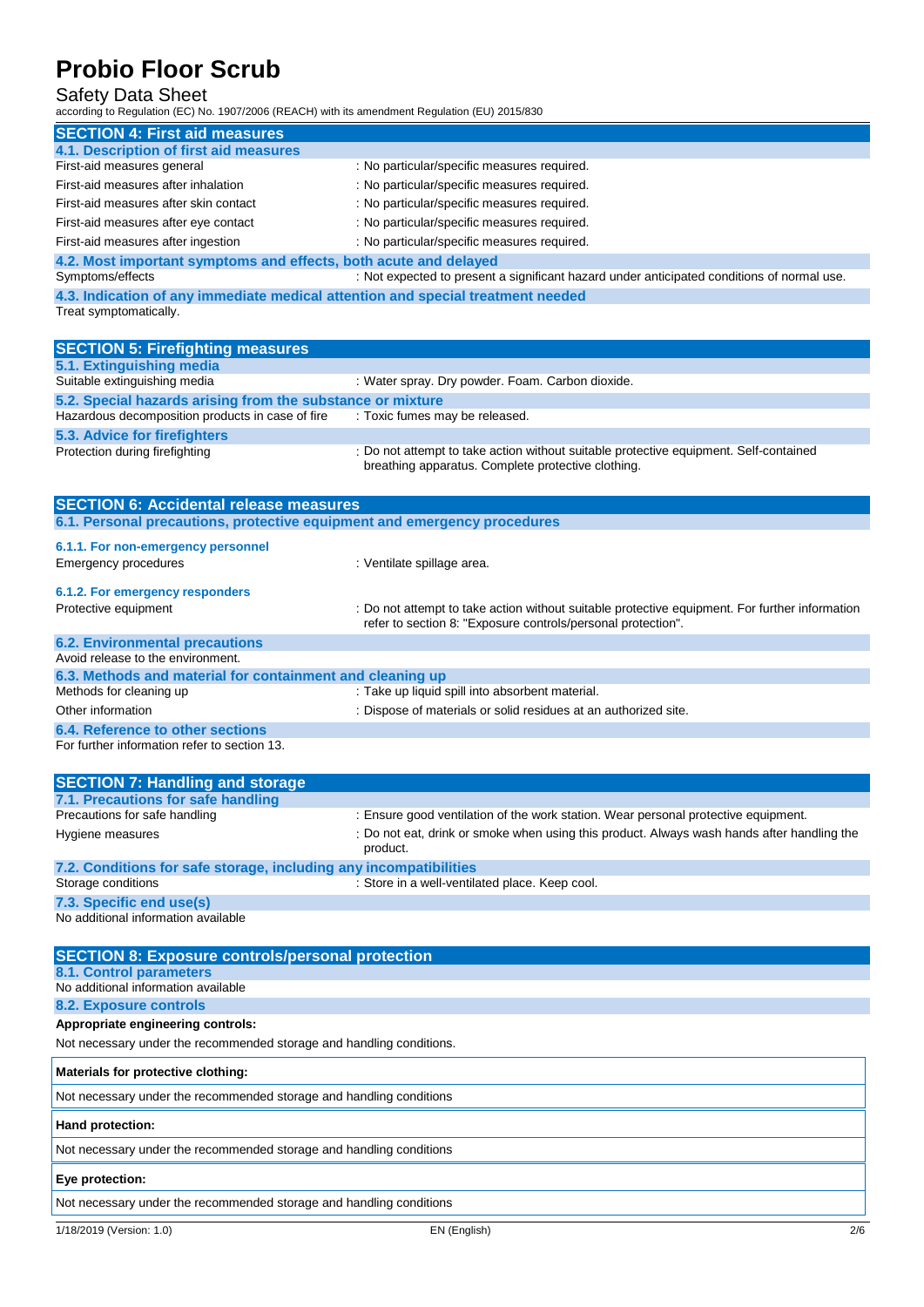## SECTION 4: First aid measures

### 4.1. Description of first aid measures

| | |
|---|---|
| First-aid measures general | : No particular/specific measures required. |
| First-aid measures after inhalation | : No particular/specific measures required. |
| First-aid measures after skin contact | : No particular/specific measures required. |
| First-aid measures after eye contact | : No particular/specific measures required. |
| First-aid measures after ingestion | : No particular/specific measures required. |

### 4.2. Most important symptoms and effects, both acute and delayed

| | |
|---|---|
| Symptoms/effects | : Not expected to present a significant hazard under anticipated conditions of normal use. |

### 4.3. Indication of any immediate medical attention and special treatment needed

Treat symptomatically.

## SECTION 5: Firefighting measures

### 5.1. Extinguishing media

| | |
|---|---|
| Suitable extinguishing media | : Water spray. Dry powder. Foam. Carbon dioxide. |

### 5.2. Special hazards arising from the substance or mixture

| | |
|---|---|
| Hazardous decomposition products in case of fire | : Toxic fumes may be released. |

### 5.3. Advice for firefighters

| | |
|---|---|
| Protection during firefighting | : Do not attempt to take action without suitable protective equipment. Self-contained breathing apparatus. Complete protective clothing. |

## SECTION 6: Accidental release measures

### 6.1. Personal precautions, protective equipment and emergency procedures

#### 6.1.1. For non-emergency personnel

| | |
|---|---|
| Emergency procedures | : Ventilate spillage area. |

#### 6.1.2. For emergency responders

| | |
|---|---|
| Protective equipment | : Do not attempt to take action without suitable protective equipment. For further information refer to section 8: "Exposure controls/personal protection". |

### 6.2. Environmental precautions

Avoid release to the environment.

### 6.3. Methods and material for containment and cleaning up

| | |
|---|---|
| Methods for cleaning up | : Take up liquid spill into absorbent material. |
| Other information | : Dispose of materials or solid residues at an authorized site. |

### 6.4. Reference to other sections

For further information refer to section 13.

## SECTION 7: Handling and storage

### 7.1. Precautions for safe handling

| | |
|---|---|
| Precautions for safe handling | : Ensure good ventilation of the work station. Wear personal protective equipment. |
| Hygiene measures | : Do not eat, drink or smoke when using this product. Always wash hands after handling the product. |

### 7.2. Conditions for safe storage, including any incompatibilities

| | |
|---|---|
| Storage conditions | : Store in a well-ventilated place. Keep cool. |

### 7.3. Specific end use(s)

No additional information available

## SECTION 8: Exposure controls/personal protection

### 8.1. Control parameters

No additional information available

### 8.2. Exposure controls

**Appropriate engineering controls:**

Not necessary under the recommended storage and handling conditions.

**Materials for protective clothing:**

Not necessary under the recommended storage and handling conditions

**Hand protection:**

Not necessary under the recommended storage and handling conditions

**Eye protection:**

Not necessary under the recommended storage and handling conditions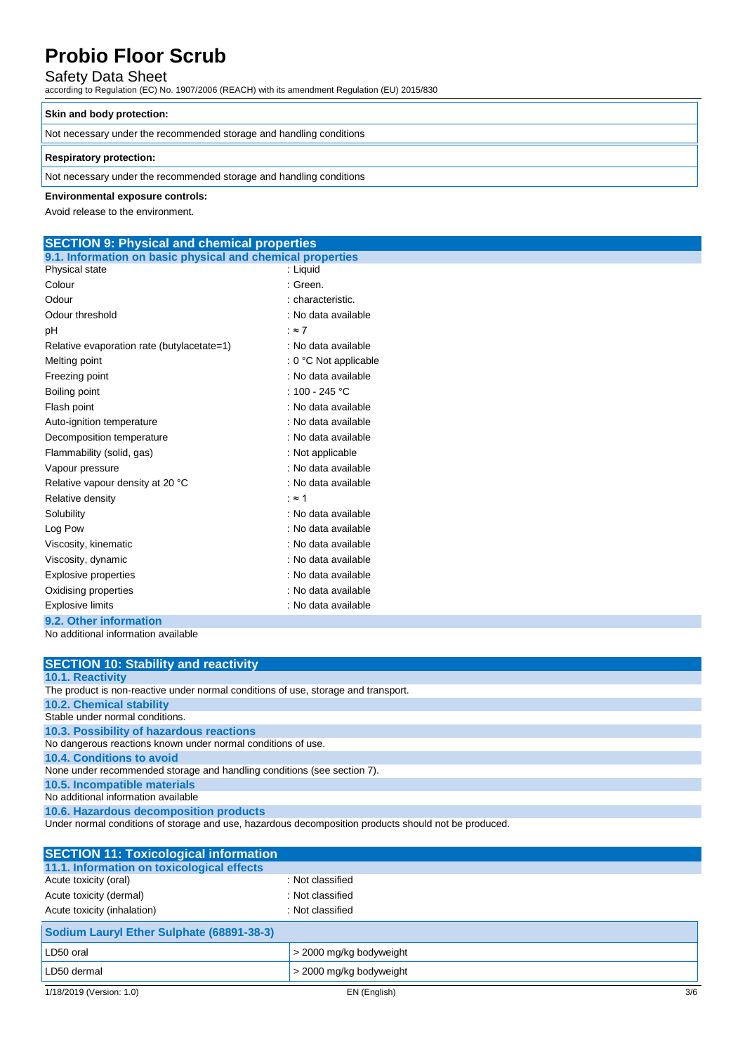| Skin and body protection: |
|---|
| Not necessary under the recommended storage and handling conditions |

| Respiratory protection: |
|---|
| Not necessary under the recommended storage and handling conditions |

**Environmental exposure controls:**

Avoid release to the environment.

## SECTION 9: Physical and chemical properties

### 9.1. Information on basic physical and chemical properties

| | |
|---|---|
| Physical state | : Liquid |
| Colour | : Green. |
| Odour | : characteristic. |
| Odour threshold | : No data available |
| pH | : ≈ 7 |
| Relative evaporation rate (butylacetate=1) | : No data available |
| Melting point | : 0 °C Not applicable |
| Freezing point | : No data available |
| Boiling point | : 100 - 245 °C |
| Flash point | : No data available |
| Auto-ignition temperature | : No data available |
| Decomposition temperature | : No data available |
| Flammability (solid, gas) | : Not applicable |
| Vapour pressure | : No data available |
| Relative vapour density at 20 °C | : No data available |
| Relative density | : ≈ 1 |
| Solubility | : No data available |
| Log Pow | : No data available |
| Viscosity, kinematic | : No data available |
| Viscosity, dynamic | : No data available |
| Explosive properties | : No data available |
| Oxidising properties | : No data available |
| Explosive limits | : No data available |

### 9.2. Other information

No additional information available

## SECTION 10: Stability and reactivity

### 10.1. Reactivity

The product is non-reactive under normal conditions of use, storage and transport.

### 10.2. Chemical stability

Stable under normal conditions.

### 10.3. Possibility of hazardous reactions

No dangerous reactions known under normal conditions of use.

### 10.4. Conditions to avoid

None under recommended storage and handling conditions (see section 7).

### 10.5. Incompatible materials

No additional information available

### 10.6. Hazardous decomposition products

Under normal conditions of storage and use, hazardous decomposition products should not be produced.

## SECTION 11: Toxicological information

### 11.1. Information on toxicological effects

| | |
|---|---|
| Acute toxicity (oral) | : Not classified |
| Acute toxicity (dermal) | : Not classified |
| Acute toxicity (inhalation) | : Not classified |

| Sodium Lauryl Ether Sulphate (68891-38-3) | |
|---|---|
| LD50 oral | > 2000 mg/kg bodyweight |
| LD50 dermal | > 2000 mg/kg bodyweight |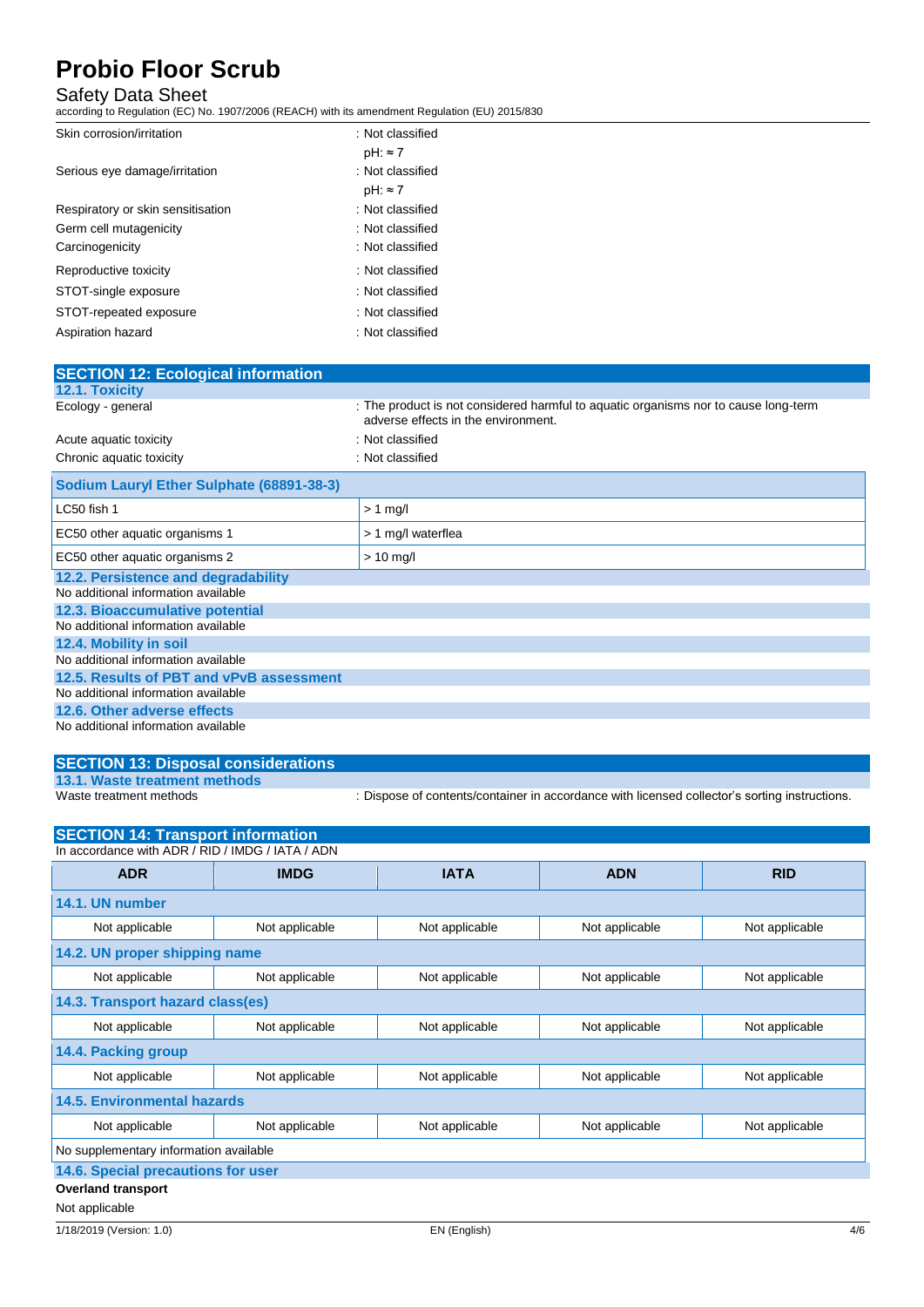| | |
|---|---|
| Skin corrosion/irritation | : Not classified<br>pH: ≈ 7 |
| Serious eye damage/irritation | : Not classified<br>pH: ≈ 7 |
| Respiratory or skin sensitisation | : Not classified |
| Germ cell mutagenicity | : Not classified |
| Carcinogenicity | : Not classified |
| Reproductive toxicity | : Not classified |
| STOT-single exposure | : Not classified |
| STOT-repeated exposure | : Not classified |
| Aspiration hazard | : Not classified |

## SECTION 12: Ecological information

### 12.1. Toxicity

| | |
|---|---|
| Ecology - general | : The product is not considered harmful to aquatic organisms nor to cause long-term adverse effects in the environment. |
| Acute aquatic toxicity | : Not classified |
| Chronic aquatic toxicity | : Not classified |

| Sodium Lauryl Ether Sulphate (68891-38-3) | |
|---|---|
| LC50 fish 1 | > 1 mg/l |
| EC50 other aquatic organisms 1 | > 1 mg/l waterflea |
| EC50 other aquatic organisms 2 | > 10 mg/l |

### 12.2. Persistence and degradability

No additional information available

### 12.3. Bioaccumulative potential

No additional information available

### 12.4. Mobility in soil

No additional information available

### 12.5. Results of PBT and vPvB assessment

No additional information available

### 12.6. Other adverse effects

No additional information available

## SECTION 13: Disposal considerations

### 13.1. Waste treatment methods

| | |
|---|---|
| Waste treatment methods | : Dispose of contents/container in accordance with licensed collector's sorting instructions. |

## SECTION 14: Transport information

In accordance with ADR / RID / IMDG / IATA / ADN

| ADR | IMDG | IATA | ADN | RID |
|---|---|---|---|---|
| **14.1. UN number** | | | | |
| Not applicable | Not applicable | Not applicable | Not applicable | Not applicable |
| **14.2. UN proper shipping name** | | | | |
| Not applicable | Not applicable | Not applicable | Not applicable | Not applicable |
| **14.3. Transport hazard class(es)** | | | | |
| Not applicable | Not applicable | Not applicable | Not applicable | Not applicable |
| **14.4. Packing group** | | | | |
| Not applicable | Not applicable | Not applicable | Not applicable | Not applicable |
| **14.5. Environmental hazards** | | | | |
| Not applicable | Not applicable | Not applicable | Not applicable | Not applicable |
| No supplementary information available | | | | |

### 14.6. Special precautions for user

**Overland transport**

Not applicable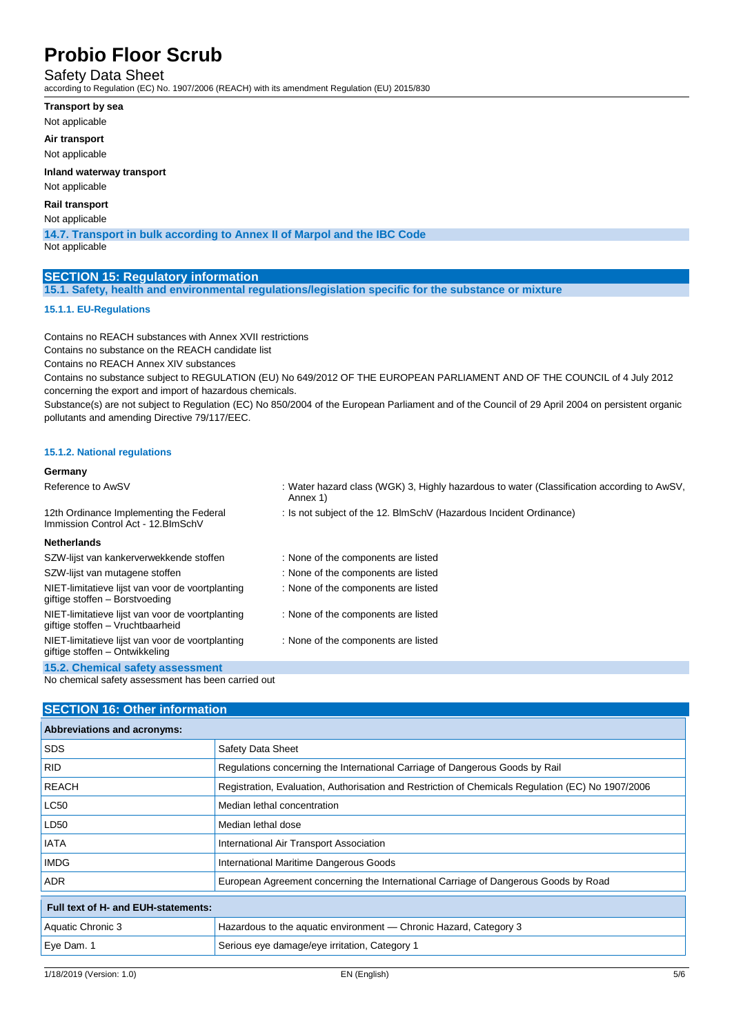**Transport by sea**

Not applicable

**Air transport**

Not applicable

**Inland waterway transport**

Not applicable

**Rail transport**

Not applicable

### 14.7. Transport in bulk according to Annex II of Marpol and the IBC Code

Not applicable

## SECTION 15: Regulatory information

### 15.1. Safety, health and environmental regulations/legislation specific for the substance or mixture

#### 15.1.1. EU-Regulations

Contains no REACH substances with Annex XVII restrictions

Contains no substance on the REACH candidate list

Contains no REACH Annex XIV substances

Contains no substance subject to REGULATION (EU) No 649/2012 OF THE EUROPEAN PARLIAMENT AND OF THE COUNCIL of 4 July 2012 concerning the export and import of hazardous chemicals.

Substance(s) are not subject to Regulation (EC) No 850/2004 of the European Parliament and of the Council of 29 April 2004 on persistent organic pollutants and amending Directive 79/117/EEC.

#### 15.1.2. National regulations

**Germany**

| | |
|---|---|
| Reference to AwSV | : Water hazard class (WGK) 3, Highly hazardous to water (Classification according to AwSV, Annex 1) |
| 12th Ordinance Implementing the Federal Immission Control Act - 12.BImSchV | : Is not subject of the 12. BlmSchV (Hazardous Incident Ordinance) |

**Netherlands**

| | |
|---|---|
| SZW-lijst van kankerverwekkende stoffen | : None of the components are listed |
| SZW-lijst van mutagene stoffen | : None of the components are listed |
| NIET-limitatieve lijst van voor de voortplanting giftige stoffen – Borstvoeding | : None of the components are listed |
| NIET-limitatieve lijst van voor de voortplanting giftige stoffen – Vruchtbaarheid | : None of the components are listed |
| NIET-limitatieve lijst van voor de voortplanting giftige stoffen – Ontwikkeling | : None of the components are listed |

### 15.2. Chemical safety assessment

No chemical safety assessment has been carried out

## SECTION 16: Other information

| Abbreviations and acronyms: | |
|---|---|
| SDS | Safety Data Sheet |
| RID | Regulations concerning the International Carriage of Dangerous Goods by Rail |
| REACH | Registration, Evaluation, Authorisation and Restriction of Chemicals Regulation (EC) No 1907/2006 |
| LC50 | Median lethal concentration |
| LD50 | Median lethal dose |
| IATA | International Air Transport Association |
| IMDG | International Maritime Dangerous Goods |
| ADR | European Agreement concerning the International Carriage of Dangerous Goods by Road |

| Full text of H- and EUH-statements: | |
|---|---|
| Aquatic Chronic 3 | Hazardous to the aquatic environment — Chronic Hazard, Category 3 |
| Eye Dam. 1 | Serious eye damage/eye irritation, Category 1 |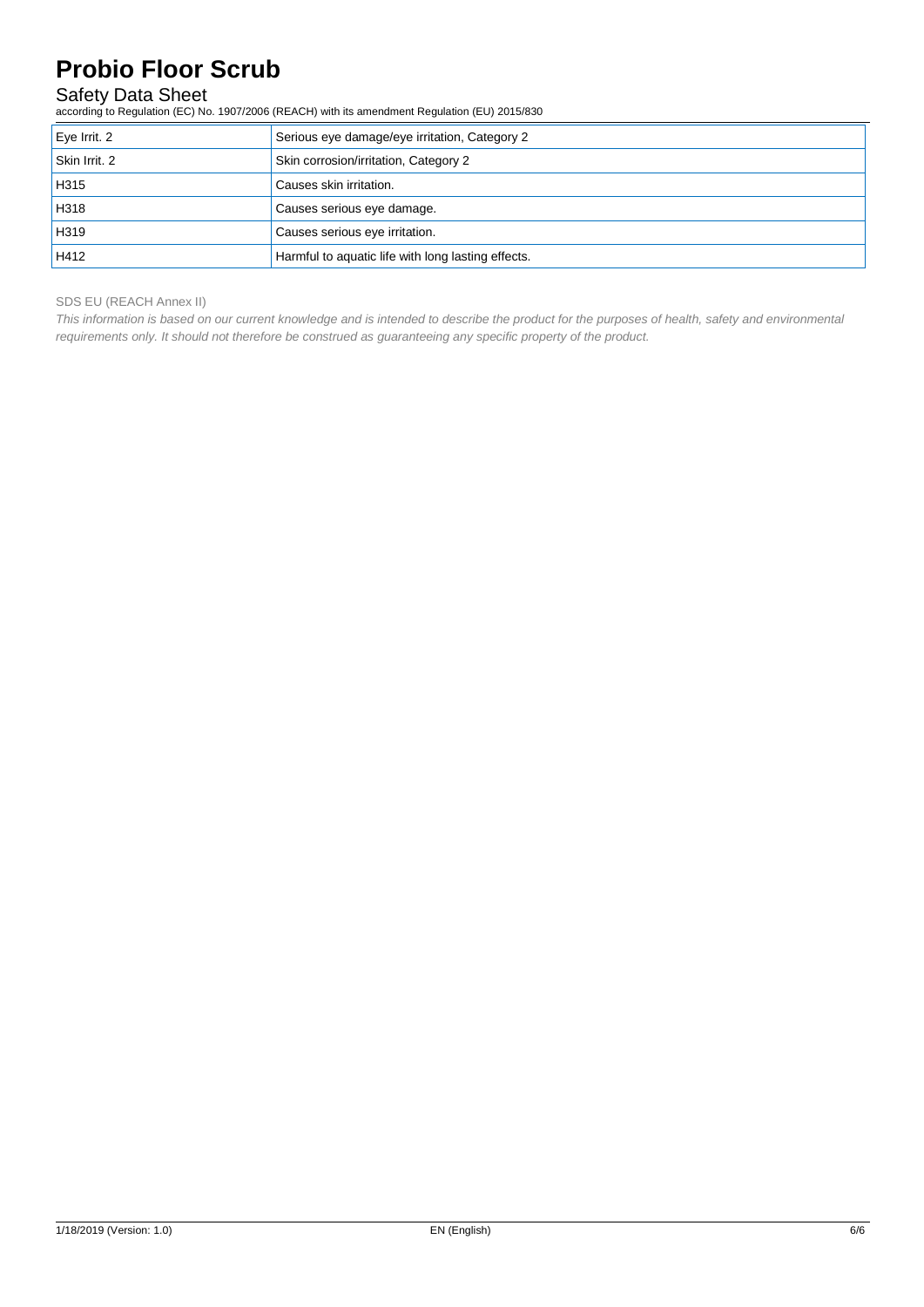| | |
|---|---|
| Eye Irrit. 2 | Serious eye damage/eye irritation, Category 2 |
| Skin Irrit. 2 | Skin corrosion/irritation, Category 2 |
| H315 | Causes skin irritation. |
| H318 | Causes serious eye damage. |
| H319 | Causes serious eye irritation. |
| H412 | Harmful to aquatic life with long lasting effects. |

SDS EU (REACH Annex II)

*This information is based on our current knowledge and is intended to describe the product for the purposes of health, safety and environmental requirements only. It should not therefore be construed as guaranteeing any specific property of the product.*